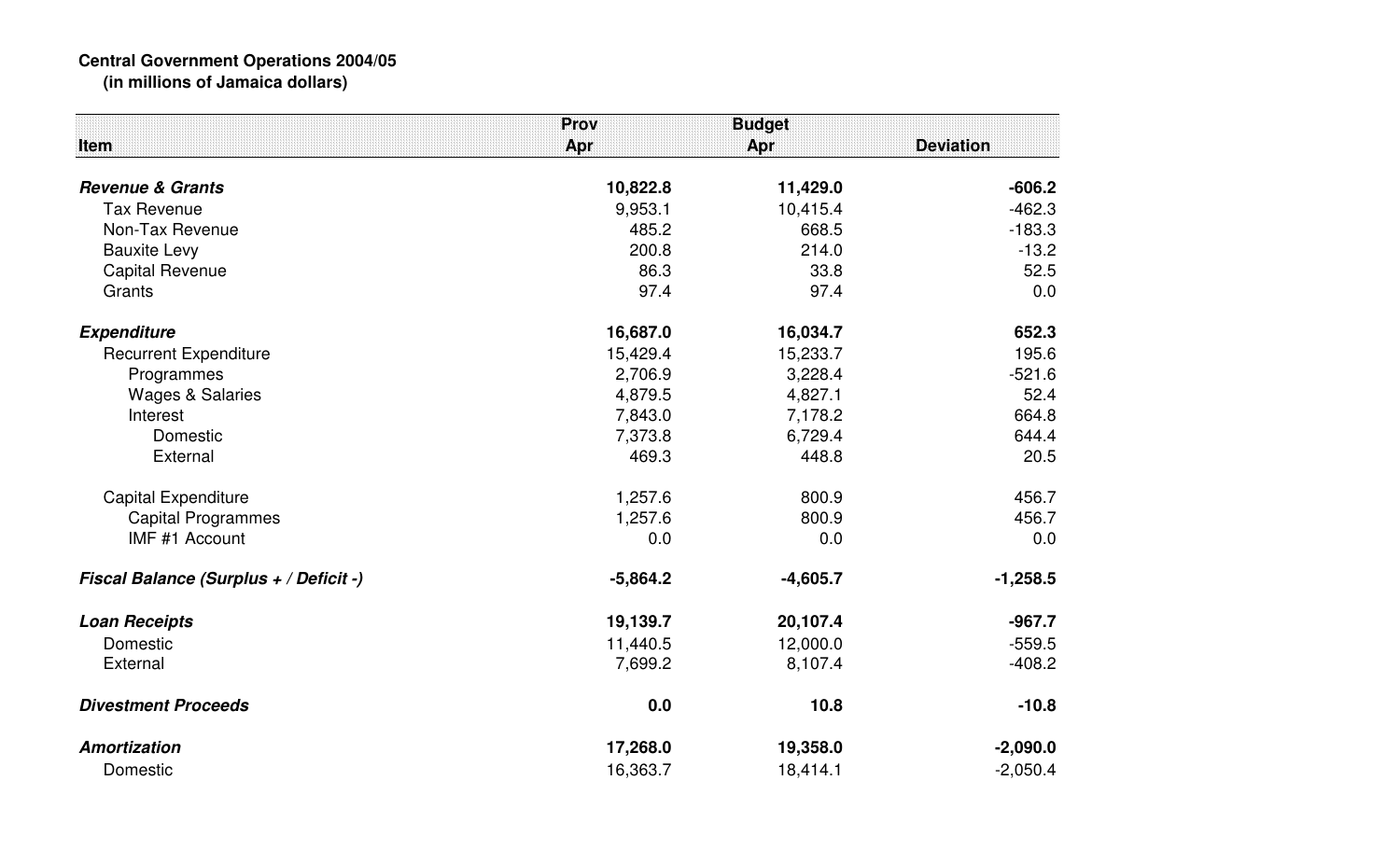**Central Government Operations 2004/05**
**(in millions of Jamaica dollars)**

| Item | Prov Apr | Budget Apr | Deviation |
|---|---|---|---|
| ***Revenue & Grants*** | **10,822.8** | **11,429.0** | **-606.2** |
| Tax Revenue | 9,953.1 | 10,415.4 | -462.3 |
| Non-Tax Revenue | 485.2 | 668.5 | -183.3 |
| Bauxite Levy | 200.8 | 214.0 | -13.2 |
| Capital Revenue | 86.3 | 33.8 | 52.5 |
| Grants | 97.4 | 97.4 | 0.0 |
| ***Expenditure*** | **16,687.0** | **16,034.7** | **652.3** |
| Recurrent Expenditure | 15,429.4 | 15,233.7 | 195.6 |
| Programmes | 2,706.9 | 3,228.4 | -521.6 |
| Wages & Salaries | 4,879.5 | 4,827.1 | 52.4 |
| Interest | 7,843.0 | 7,178.2 | 664.8 |
| Domestic | 7,373.8 | 6,729.4 | 644.4 |
| External | 469.3 | 448.8 | 20.5 |
| Capital Expenditure | 1,257.6 | 800.9 | 456.7 |
| Capital Programmes | 1,257.6 | 800.9 | 456.7 |
| IMF #1 Account | 0.0 | 0.0 | 0.0 |
| ***Fiscal Balance (Surplus + / Deficit -)*** | **-5,864.2** | **-4,605.7** | **-1,258.5** |
| ***Loan Receipts*** | **19,139.7** | **20,107.4** | **-967.7** |
| Domestic | 11,440.5 | 12,000.0 | -559.5 |
| External | 7,699.2 | 8,107.4 | -408.2 |
| ***Divestment Proceeds*** | **0.0** | **10.8** | **-10.8** |
| ***Amortization*** | **17,268.0** | **19,358.0** | **-2,090.0** |
| Domestic | 16,363.7 | 18,414.1 | -2,050.4 |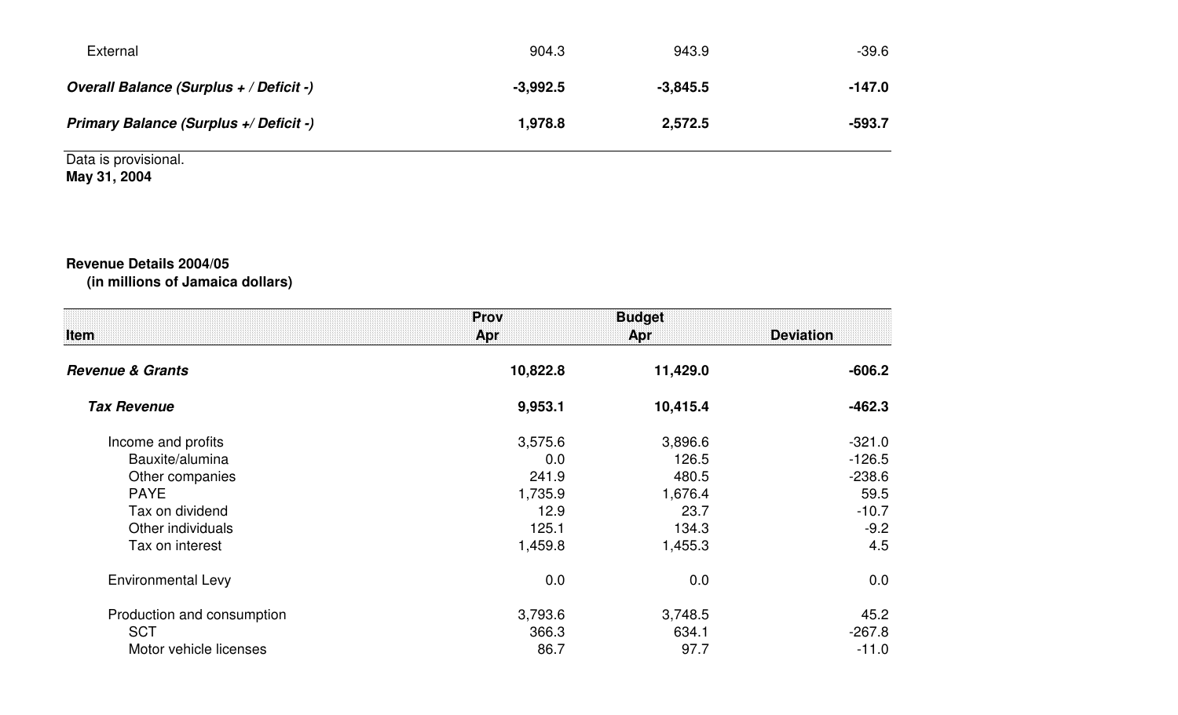| | | | |
|---|---|---|---|
| External | 904.3 | 943.9 | -39.6 |
| ***Overall Balance (Surplus + / Deficit -)*** | **-3,992.5** | **-3,845.5** | **-147.0** |
| ***Primary Balance (Surplus +/ Deficit -)*** | **1,978.8** | **2,572.5** | **-593.7** |

Data is provisional.
**May 31, 2004**

**Revenue Details 2004/05**
**(in millions of Jamaica dollars)**

| Item | Prov Apr | Budget Apr | Deviation |
|---|---|---|---|
| ***Revenue & Grants*** | **10,822.8** | **11,429.0** | **-606.2** |
| ***Tax Revenue*** | **9,953.1** | **10,415.4** | **-462.3** |
| Income and profits | 3,575.6 | 3,896.6 | -321.0 |
| Bauxite/alumina | 0.0 | 126.5 | -126.5 |
| Other companies | 241.9 | 480.5 | -238.6 |
| PAYE | 1,735.9 | 1,676.4 | 59.5 |
| Tax on dividend | 12.9 | 23.7 | -10.7 |
| Other individuals | 125.1 | 134.3 | -9.2 |
| Tax on interest | 1,459.8 | 1,455.3 | 4.5 |
| Environmental Levy | 0.0 | 0.0 | 0.0 |
| Production and consumption | 3,793.6 | 3,748.5 | 45.2 |
| SCT | 366.3 | 634.1 | -267.8 |
| Motor vehicle licenses | 86.7 | 97.7 | -11.0 |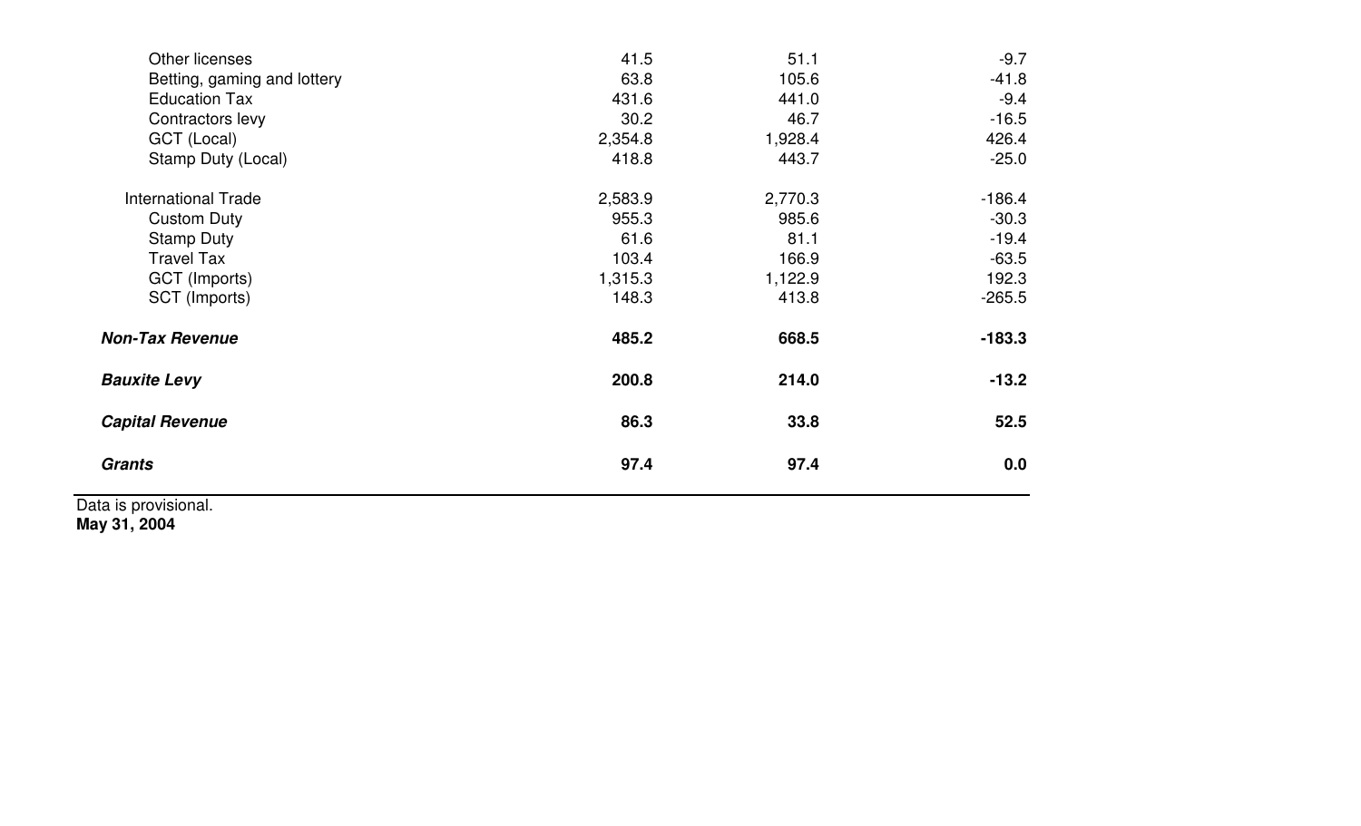| | | | |
|---|---|---|---|
| Other licenses | 41.5 | 51.1 | -9.7 |
| Betting, gaming and lottery | 63.8 | 105.6 | -41.8 |
| Education Tax | 431.6 | 441.0 | -9.4 |
| Contractors levy | 30.2 | 46.7 | -16.5 |
| GCT (Local) | 2,354.8 | 1,928.4 | 426.4 |
| Stamp Duty (Local) | 418.8 | 443.7 | -25.0 |
| International Trade | 2,583.9 | 2,770.3 | -186.4 |
| Custom Duty | 955.3 | 985.6 | -30.3 |
| Stamp Duty | 61.6 | 81.1 | -19.4 |
| Travel Tax | 103.4 | 166.9 | -63.5 |
| GCT (Imports) | 1,315.3 | 1,122.9 | 192.3 |
| SCT (Imports) | 148.3 | 413.8 | -265.5 |
| ***Non-Tax Revenue*** | **485.2** | **668.5** | **-183.3** |
| ***Bauxite Levy*** | **200.8** | **214.0** | **-13.2** |
| ***Capital Revenue*** | **86.3** | **33.8** | **52.5** |
| ***Grants*** | **97.4** | **97.4** | **0.0** |

Data is provisional.

**May 31, 2004**